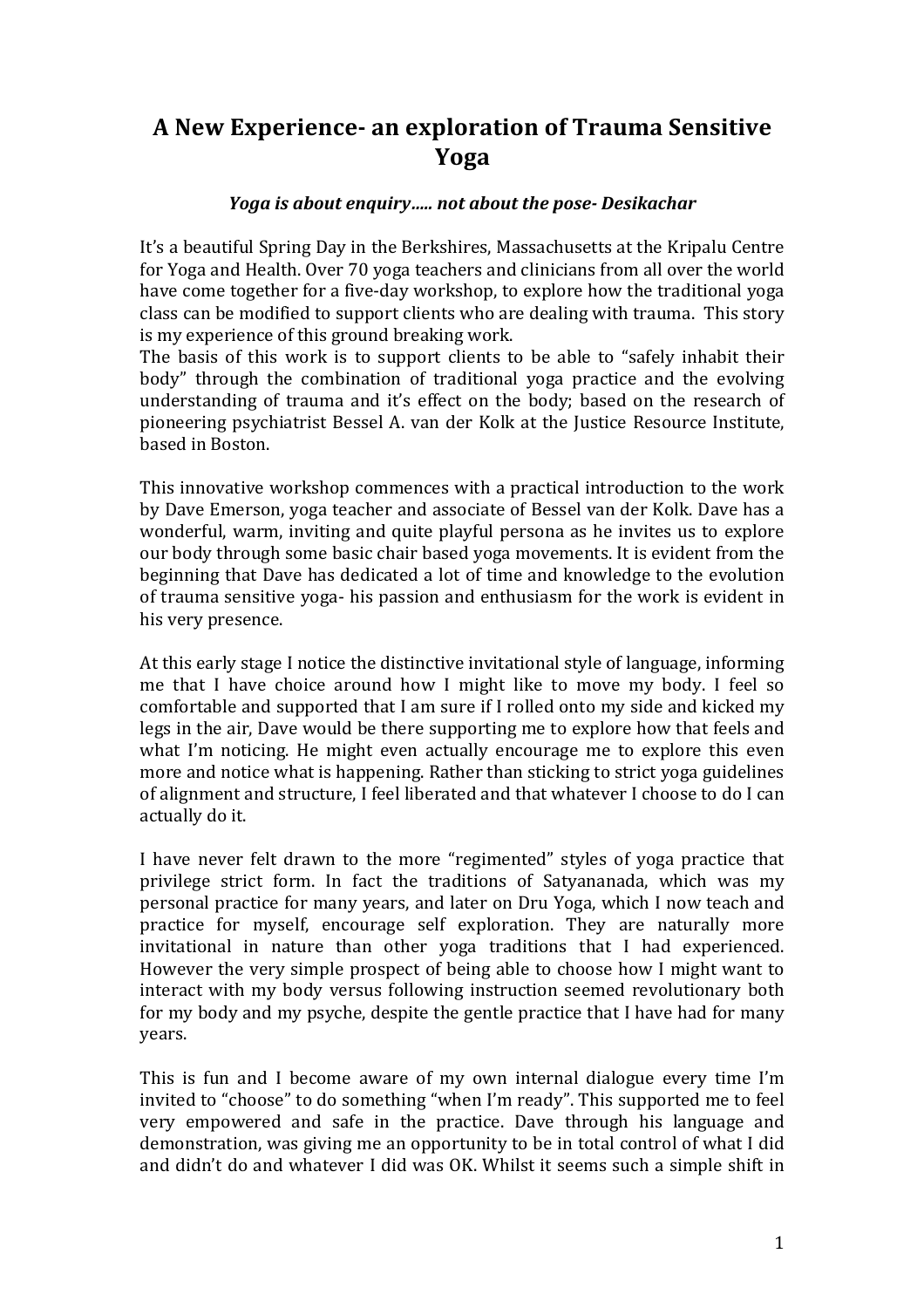# A New Experience- an exploration of Trauma Sensitive Yoga

***Yoga is about enquiry….. not about the pose- Desikachar***

It's a beautiful Spring Day in the Berkshires, Massachusetts at the Kripalu Centre for Yoga and Health. Over 70 yoga teachers and clinicians from all over the world have come together for a five-day workshop, to explore how the traditional yoga class can be modified to support clients who are dealing with trauma. This story is my experience of this ground breaking work.
The basis of this work is to support clients to be able to "safely inhabit their body" through the combination of traditional yoga practice and the evolving understanding of trauma and it's effect on the body; based on the research of pioneering psychiatrist Bessel A. van der Kolk at the Justice Resource Institute, based in Boston.

This innovative workshop commences with a practical introduction to the work by Dave Emerson, yoga teacher and associate of Bessel van der Kolk. Dave has a wonderful, warm, inviting and quite playful persona as he invites us to explore our body through some basic chair based yoga movements. It is evident from the beginning that Dave has dedicated a lot of time and knowledge to the evolution of trauma sensitive yoga- his passion and enthusiasm for the work is evident in his very presence.

At this early stage I notice the distinctive invitational style of language, informing me that I have choice around how I might like to move my body. I feel so comfortable and supported that I am sure if I rolled onto my side and kicked my legs in the air, Dave would be there supporting me to explore how that feels and what I'm noticing. He might even actually encourage me to explore this even more and notice what is happening. Rather than sticking to strict yoga guidelines of alignment and structure, I feel liberated and that whatever I choose to do I can actually do it.

I have never felt drawn to the more "regimented" styles of yoga practice that privilege strict form. In fact the traditions of Satyananada, which was my personal practice for many years, and later on Dru Yoga, which I now teach and practice for myself, encourage self exploration. They are naturally more invitational in nature than other yoga traditions that I had experienced. However the very simple prospect of being able to choose how I might want to interact with my body versus following instruction seemed revolutionary both for my body and my psyche, despite the gentle practice that I have had for many years.

This is fun and I become aware of my own internal dialogue every time I'm invited to "choose" to do something "when I'm ready". This supported me to feel very empowered and safe in the practice. Dave through his language and demonstration, was giving me an opportunity to be in total control of what I did and didn't do and whatever I did was OK. Whilst it seems such a simple shift in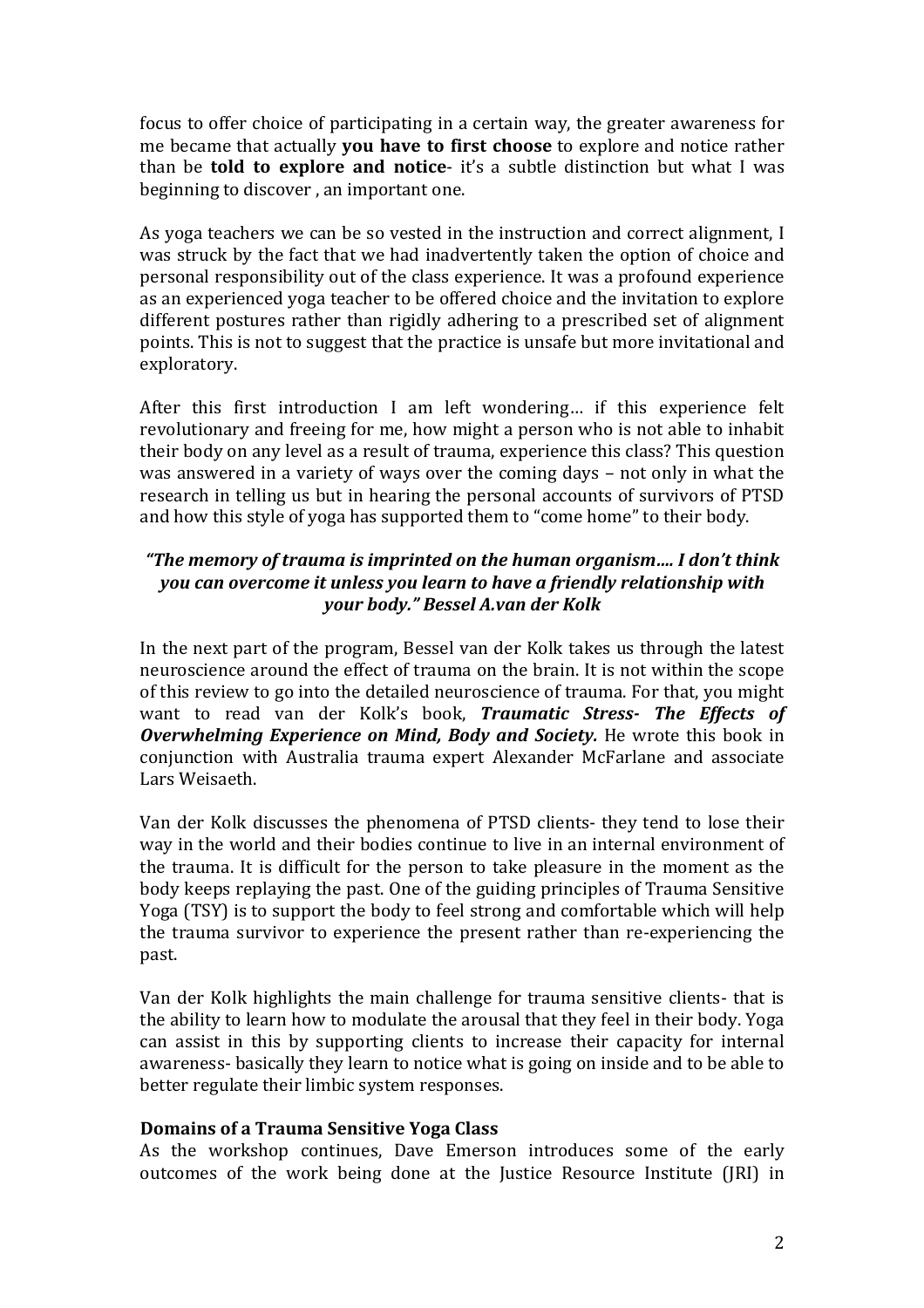focus to offer choice of participating in a certain way, the greater awareness for me became that actually **you have to first choose** to explore and notice rather than be **told to explore and notice**- it's a subtle distinction but what I was beginning to discover , an important one.

As yoga teachers we can be so vested in the instruction and correct alignment, I was struck by the fact that we had inadvertently taken the option of choice and personal responsibility out of the class experience. It was a profound experience as an experienced yoga teacher to be offered choice and the invitation to explore different postures rather than rigidly adhering to a prescribed set of alignment points. This is not to suggest that the practice is unsafe but more invitational and exploratory.

After this first introduction I am left wondering… if this experience felt revolutionary and freeing for me, how might a person who is not able to inhabit their body on any level as a result of trauma, experience this class? This question was answered in a variety of ways over the coming days – not only in what the research in telling us but in hearing the personal accounts of survivors of PTSD and how this style of yoga has supported them to "come home" to their body.

***"The memory of trauma is imprinted on the human organism…. I don't think you can overcome it unless you learn to have a friendly relationship with your body." Bessel A.van der Kolk***

In the next part of the program, Bessel van der Kolk takes us through the latest neuroscience around the effect of trauma on the brain. It is not within the scope of this review to go into the detailed neuroscience of trauma. For that, you might want to read van der Kolk's book, ***Traumatic Stress- The Effects of Overwhelming Experience on Mind, Body and Society.*** He wrote this book in conjunction with Australia trauma expert Alexander McFarlane and associate Lars Weisaeth.

Van der Kolk discusses the phenomena of PTSD clients- they tend to lose their way in the world and their bodies continue to live in an internal environment of the trauma. It is difficult for the person to take pleasure in the moment as the body keeps replaying the past. One of the guiding principles of Trauma Sensitive Yoga (TSY) is to support the body to feel strong and comfortable which will help the trauma survivor to experience the present rather than re-experiencing the past.

Van der Kolk highlights the main challenge for trauma sensitive clients- that is the ability to learn how to modulate the arousal that they feel in their body. Yoga can assist in this by supporting clients to increase their capacity for internal awareness- basically they learn to notice what is going on inside and to be able to better regulate their limbic system responses.

**Domains of a Trauma Sensitive Yoga Class**

As the workshop continues, Dave Emerson introduces some of the early outcomes of the work being done at the Justice Resource Institute (JRI) in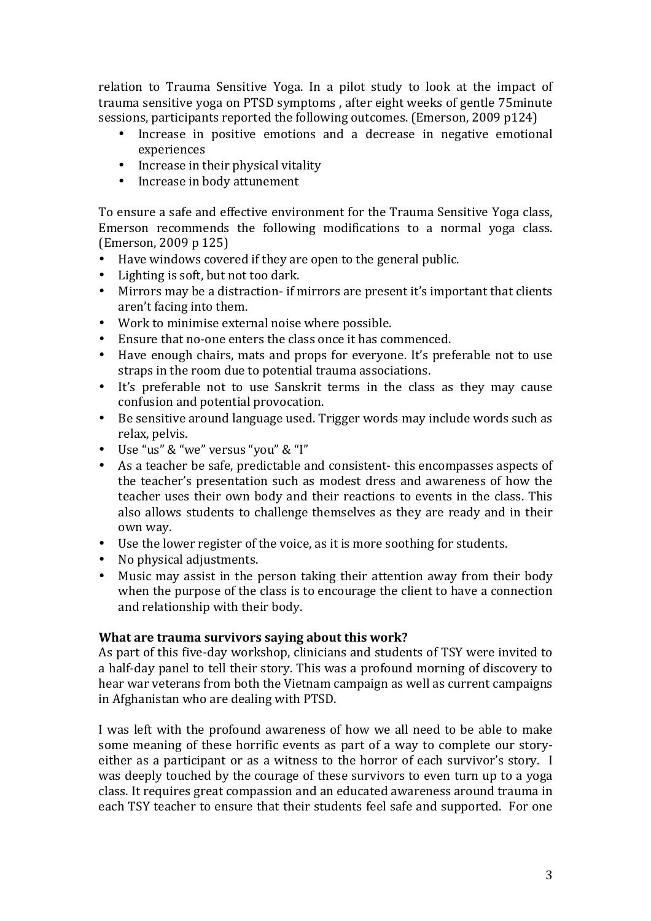relation to Trauma Sensitive Yoga. In a pilot study to look at the impact of trauma sensitive yoga on PTSD symptoms , after eight weeks of gentle 75minute sessions, participants reported the following outcomes. (Emerson, 2009 p124)

- Increase in positive emotions and a decrease in negative emotional experiences
- Increase in their physical vitality
- Increase in body attunement

To ensure a safe and effective environment for the Trauma Sensitive Yoga class, Emerson recommends the following modifications to a normal yoga class. (Emerson, 2009 p 125)

- Have windows covered if they are open to the general public.
- Lighting is soft, but not too dark.
- Mirrors may be a distraction- if mirrors are present it's important that clients aren't facing into them.
- Work to minimise external noise where possible.
- Ensure that no-one enters the class once it has commenced.
- Have enough chairs, mats and props for everyone. It's preferable not to use straps in the room due to potential trauma associations.
- It's preferable not to use Sanskrit terms in the class as they may cause confusion and potential provocation.
- Be sensitive around language used. Trigger words may include words such as relax, pelvis.
- Use "us" & "we" versus "you" & "I"
- As a teacher be safe, predictable and consistent- this encompasses aspects of the teacher's presentation such as modest dress and awareness of how the teacher uses their own body and their reactions to events in the class. This also allows students to challenge themselves as they are ready and in their own way.
- Use the lower register of the voice, as it is more soothing for students.
- No physical adjustments.
- Music may assist in the person taking their attention away from their body when the purpose of the class is to encourage the client to have a connection and relationship with their body.

**What are trauma survivors saying about this work?**

As part of this five-day workshop, clinicians and students of TSY were invited to a half-day panel to tell their story. This was a profound morning of discovery to hear war veterans from both the Vietnam campaign as well as current campaigns in Afghanistan who are dealing with PTSD.

I was left with the profound awareness of how we all need to be able to make some meaning of these horrific events as part of a way to complete our story- either as a participant or as a witness to the horror of each survivor's story. I was deeply touched by the courage of these survivors to even turn up to a yoga class. It requires great compassion and an educated awareness around trauma in each TSY teacher to ensure that their students feel safe and supported. For one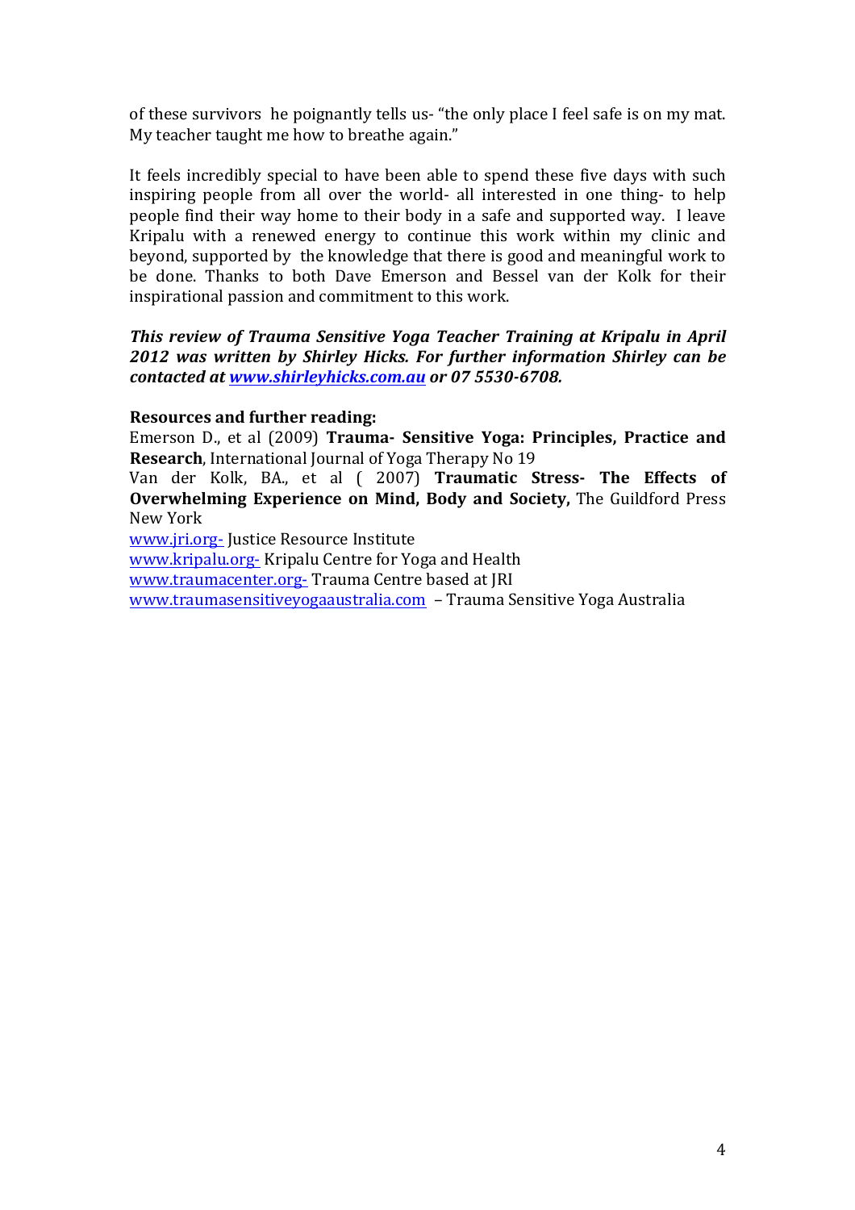of these survivors he poignantly tells us- "the only place I feel safe is on my mat. My teacher taught me how to breathe again."

It feels incredibly special to have been able to spend these five days with such inspiring people from all over the world- all interested in one thing- to help people find their way home to their body in a safe and supported way. I leave Kripalu with a renewed energy to continue this work within my clinic and beyond, supported by the knowledge that there is good and meaningful work to be done. Thanks to both Dave Emerson and Bessel van der Kolk for their inspirational passion and commitment to this work.

***This review of Trauma Sensitive Yoga Teacher Training at Kripalu in April 2012 was written by Shirley Hicks. For further information Shirley can be contacted at www.shirleyhicks.com.au or 07 5530-6708.***

**Resources and further reading:**

Emerson D., et al (2009) **Trauma- Sensitive Yoga: Principles, Practice and Research**, International Journal of Yoga Therapy No 19

Van der Kolk, BA., et al ( 2007) **Traumatic Stress- The Effects of Overwhelming Experience on Mind, Body and Society,** The Guildford Press New York

www.jri.org- Justice Resource Institute

www.kripalu.org- Kripalu Centre for Yoga and Health

www.traumacenter.org- Trauma Centre based at JRI

www.traumasensitiveyogaaustralia.com – Trauma Sensitive Yoga Australia